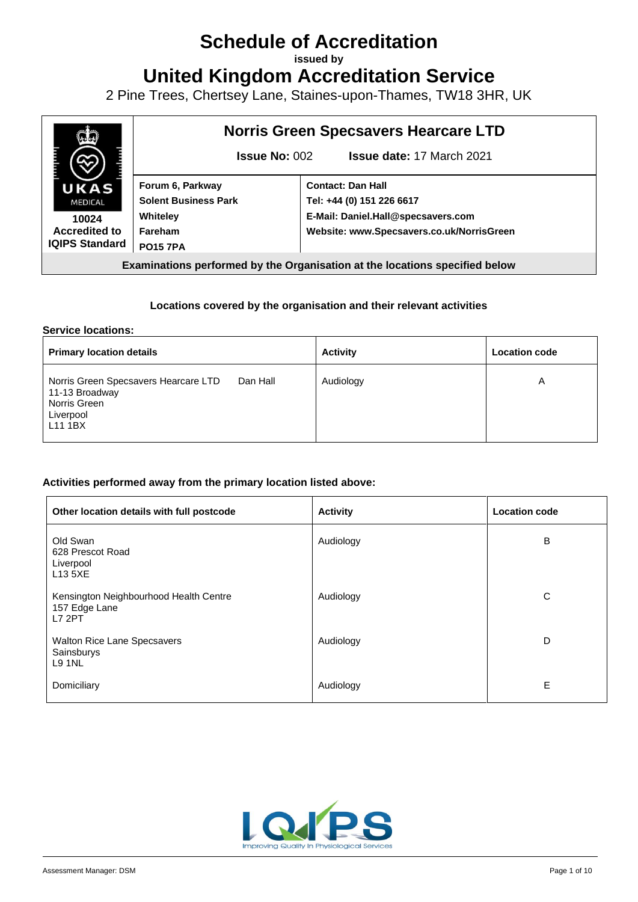# Schedule of Accreditation

issued by

# United Kingdom Accreditation Service

2 Pine Trees, Chertsey Lane, Staines-upon-Thames, TW18 3HR, UK

| UKAS MEDICAL 10024 Accredited to IQIPS Standard | **Norris Green Specsavers Hearcare LTD** | |
|---|---|---|
| | **Issue No:** 002 | **Issue date:** 17 March 2021 |
| | **Forum 6, Parkway**<br>**Solent Business Park**<br>**Whiteley**<br>**Fareham**<br>**PO15 7PA** | **Contact: Dan Hall**<br>**Tel: +44 (0) 151 226 6617**<br>**E-Mail: Daniel.Hall@specsavers.com**<br>**Website: www.Specsavers.co.uk/NorrisGreen** |

**Examinations performed by the Organisation at the locations specified below**

**Locations covered by the organisation and their relevant activities**

**Service locations:**

| Primary location details | | Activity | Location code |
|---|---|---|---|
| Norris Green Specsavers Hearcare LTD<br>11-13 Broadway<br>Norris Green<br>Liverpool<br>L11 1BX | Dan Hall | Audiology | A |

**Activities performed away from the primary location listed above:**

| Other location details with full postcode | Activity | Location code |
|---|---|---|
| Old Swan<br>628 Prescot Road<br>Liverpool<br>L13 5XE | Audiology | B |
| Kensington Neighbourhood Health Centre<br>157 Edge Lane<br>L7 2PT | Audiology | C |
| Walton Rice Lane Specsavers<br>Sainsburys<br>L9 1NL | Audiology | D |
| Domiciliary | Audiology | E |

IQIPS Improving Quality In Physiological Services

Assessment Manager: DSM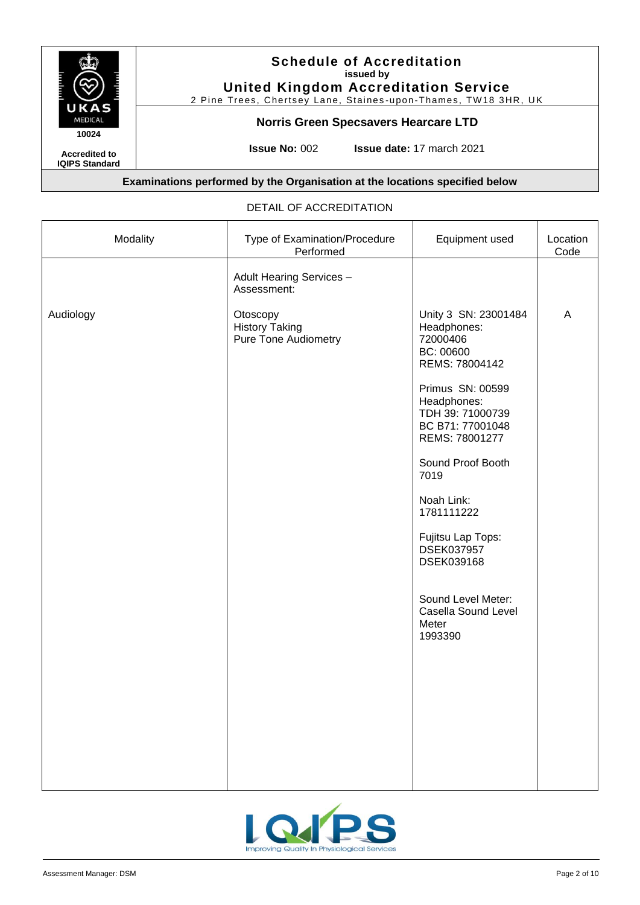**Schedule of Accreditation**
**issued by**
**United Kingdom Accreditation Service**
2 Pine Trees, Chertsey Lane, Staines-upon-Thames, TW18 3HR, UK

**Norris Green Specsavers Hearcare LTD**

10024

**Accredited to IQIPS Standard**

**Issue No:** 002 **Issue date:** 17 march 2021

**Examinations performed by the Organisation at the locations specified below**

DETAIL OF ACCREDITATION

| Modality | Type of Examination/Procedure Performed | Equipment used | Location Code |
|---|---|---|---|
| | Adult Hearing Services – Assessment: | | |
| Audiology | Otoscopy<br>History Taking<br>Pure Tone Audiometry | Unity 3 SN: 23001484<br>Headphones: 72000406<br>BC: 00600<br>REMS: 78004142<br><br>Primus SN: 00599<br>Headphones:<br>TDH 39: 71000739<br>BC B71: 77001048<br>REMS: 78001277<br><br>Sound Proof Booth 7019<br><br>Noah Link: 1781111222<br><br>Fujitsu Lap Tops:<br>DSEK037957<br>DSEK039168<br><br>Sound Level Meter:<br>Casella Sound Level Meter<br>1993390 | A |

Assessment Manager: DSM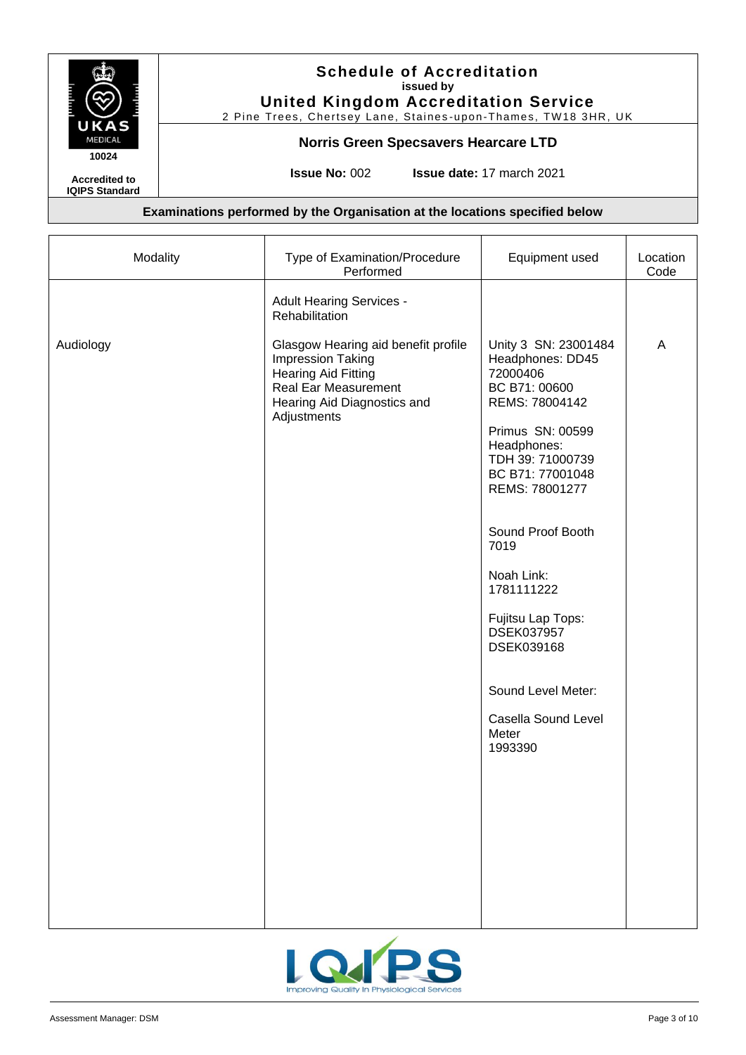# Schedule of Accreditation

issued by

**United Kingdom Accreditation Service**

2 Pine Trees, Chertsey Lane, Staines-upon-Thames, TW18 3HR, UK

10024

**Accredited to IQIPS Standard**

## Norris Green Specsavers Hearcare LTD

**Issue No:** 002 **Issue date:** 17 march 2021

### Examinations performed by the Organisation at the locations specified below

| Modality | Type of Examination/Procedure Performed | Equipment used | Location Code |
|---|---|---|---|
| | Adult Hearing Services - Rehabilitation | | |
| Audiology | Glasgow Hearing aid benefit profile<br>Impression Taking<br>Hearing Aid Fitting<br>Real Ear Measurement<br>Hearing Aid Diagnostics and Adjustments | Unity 3 SN: 23001484<br>Headphones: DD45 72000406<br>BC B71: 00600<br>REMS: 78004142<br><br>Primus SN: 00599<br>Headphones:<br>TDH 39: 71000739<br>BC B71: 77001048<br>REMS: 78001277<br><br>Sound Proof Booth 7019<br><br>Noah Link: 1781111222<br><br>Fujitsu Lap Tops:<br>DSEK037957<br>DSEK039168<br><br>Sound Level Meter:<br><br>Casella Sound Level Meter<br>1993390 | A |

IQIPS Improving Quality In Physiological Services

Assessment Manager: DSM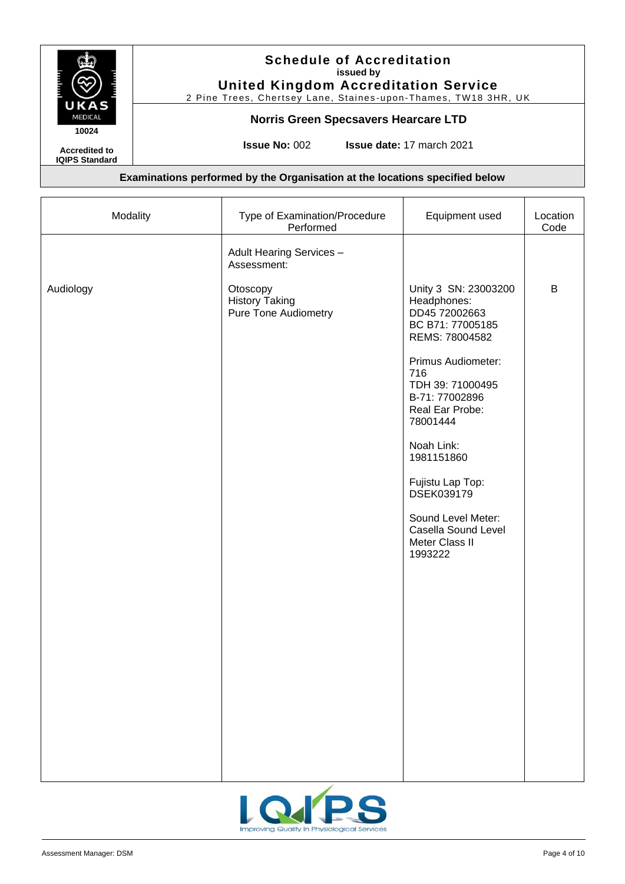**Schedule of Accreditation**
issued by
**United Kingdom Accreditation Service**
2 Pine Trees, Chertsey Lane, Staines-upon-Thames, TW18 3HR, UK

10024

Accredited to IQIPS Standard

**Norris Green Specsavers Hearcare LTD**

**Issue No:** 002 **Issue date:** 17 march 2021

**Examinations performed by the Organisation at the locations specified below**

| Modality | Type of Examination/Procedure Performed | Equipment used | Location Code |
|---|---|---|---|
| | Adult Hearing Services – Assessment: | | |
| Audiology | Otoscopy<br>History Taking<br>Pure Tone Audiometry | Unity 3 SN: 23003200<br>Headphones:<br>DD45 72002663<br>BC B71: 77005185<br>REMS: 78004582<br><br>Primus Audiometer: 716<br>TDH 39: 71000495<br>B-71: 77002896<br>Real Ear Probe: 78001444<br><br>Noah Link: 1981151860<br><br>Fujistu Lap Top: DSEK039179<br><br>Sound Level Meter: Casella Sound Level Meter Class II 1993222 | B |

Assessment Manager: DSM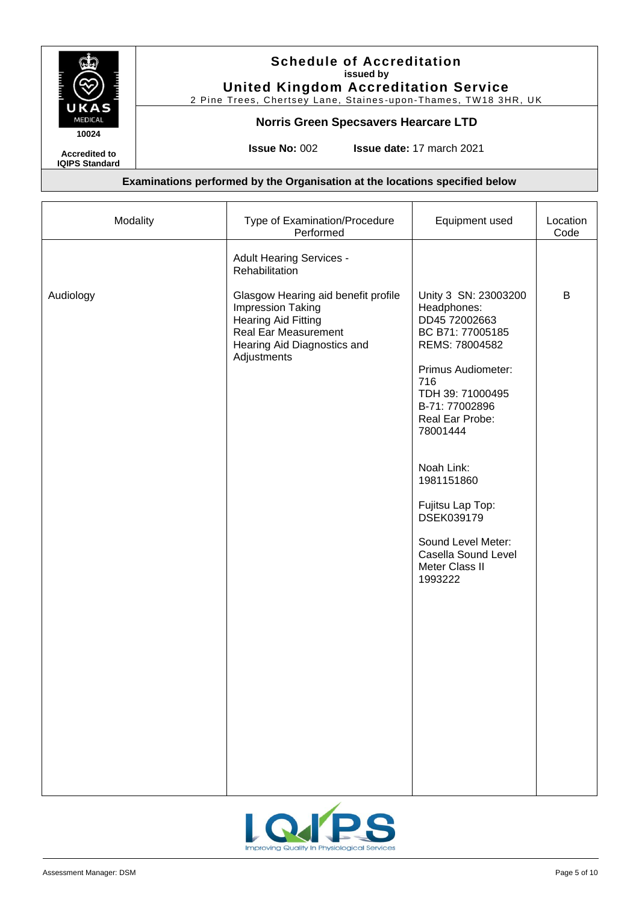# Schedule of Accreditation

**issued by**

## United Kingdom Accreditation Service

2 Pine Trees, Chertsey Lane, Staines-upon-Thames, TW18 3HR, UK

**10024**

**Accredited to IQIPS Standard**

### Norris Green Specsavers Hearcare LTD

**Issue No:** 002 **Issue date:** 17 march 2021

**Examinations performed by the Organisation at the locations specified below**

| Modality | Type of Examination/Procedure Performed | Equipment used | Location Code |
|---|---|---|---|
| | Adult Hearing Services - Rehabilitation | | |
| Audiology | Glasgow Hearing aid benefit profile<br>Impression Taking<br>Hearing Aid Fitting<br>Real Ear Measurement<br>Hearing Aid Diagnostics and Adjustments | Unity 3 SN: 23003200<br>Headphones:<br>DD45 72002663<br>BC B71: 77005185<br>REMS: 78004582<br><br>Primus Audiometer: 716<br>TDH 39: 71000495<br>B-71: 77002896<br>Real Ear Probe: 78001444<br><br>Noah Link: 1981151860<br><br>Fujitsu Lap Top: DSEK039179<br><br>Sound Level Meter: Casella Sound Level Meter Class II 1993222 | B |

Assessment Manager: DSM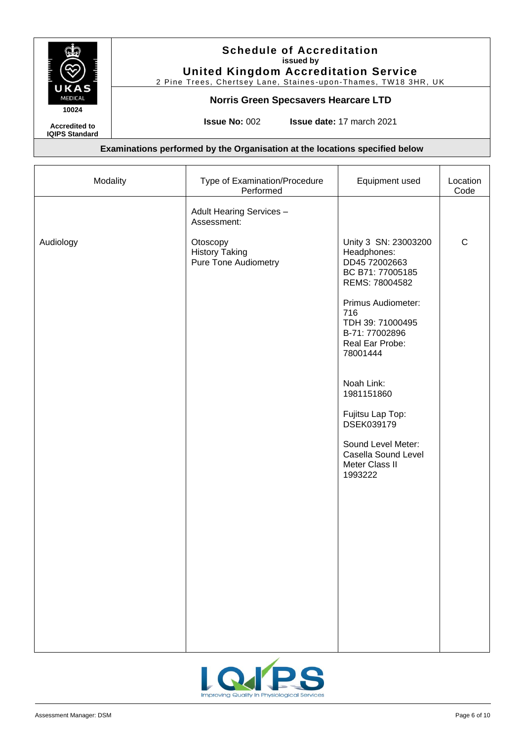**Schedule of Accreditation**
issued by
**United Kingdom Accreditation Service**
2 Pine Trees, Chertsey Lane, Staines-upon-Thames, TW18 3HR, UK

10024

Accredited to IQIPS Standard

**Norris Green Specsavers Hearcare LTD**

**Issue No:** 002 **Issue date:** 17 march 2021

**Examinations performed by the Organisation at the locations specified below**

| Modality | Type of Examination/Procedure Performed | Equipment used | Location Code |
|---|---|---|---|
| | Adult Hearing Services – Assessment: | | |
| Audiology | Otoscopy<br>History Taking<br>Pure Tone Audiometry | Unity 3 SN: 23003200<br>Headphones:<br>DD45 72002663<br>BC B71: 77005185<br>REMS: 78004582<br><br>Primus Audiometer: 716<br>TDH 39: 71000495<br>B-71: 77002896<br>Real Ear Probe: 78001444<br><br>Noah Link: 1981151860<br><br>Fujitsu Lap Top: DSEK039179<br><br>Sound Level Meter: Casella Sound Level Meter Class II 1993222 | C |

Assessment Manager: DSM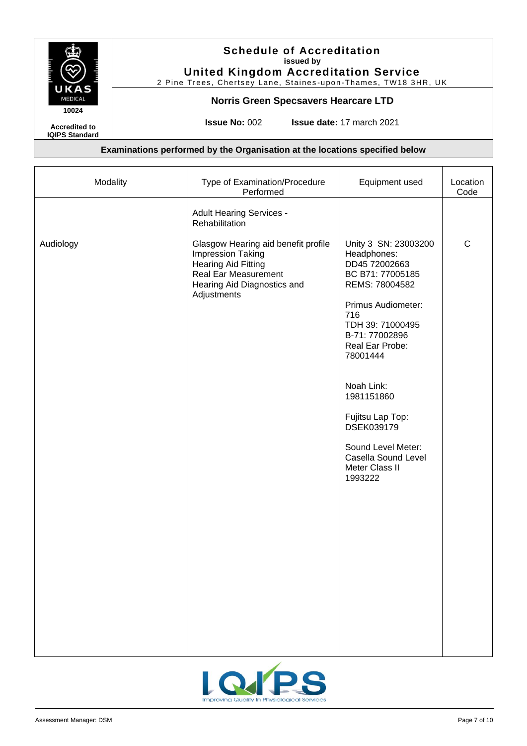# Schedule of Accreditation
**issued by**
## United Kingdom Accreditation Service
2 Pine Trees, Chertsey Lane, Staines-upon-Thames, TW18 3HR, UK

10024

**Accredited to IQIPS Standard**

### Norris Green Specsavers Hearcare LTD

**Issue No:** 002 **Issue date:** 17 march 2021

**Examinations performed by the Organisation at the locations specified below**

| Modality | Type of Examination/Procedure Performed | Equipment used | Location Code |
|---|---|---|---|
| | Adult Hearing Services - Rehabilitation | | |
| Audiology | Glasgow Hearing aid benefit profile<br>Impression Taking<br>Hearing Aid Fitting<br>Real Ear Measurement<br>Hearing Aid Diagnostics and Adjustments | Unity 3 SN: 23003200<br>Headphones: DD45 72002663<br>BC B71: 77005185<br>REMS: 78004582<br><br>Primus Audiometer: 716<br>TDH 39: 71000495<br>B-71: 77002896<br>Real Ear Probe: 78001444<br><br>Noah Link: 1981151860<br><br>Fujitsu Lap Top: DSEK039179<br><br>Sound Level Meter: Casella Sound Level Meter Class II 1993222 | C |

Assessment Manager: DSM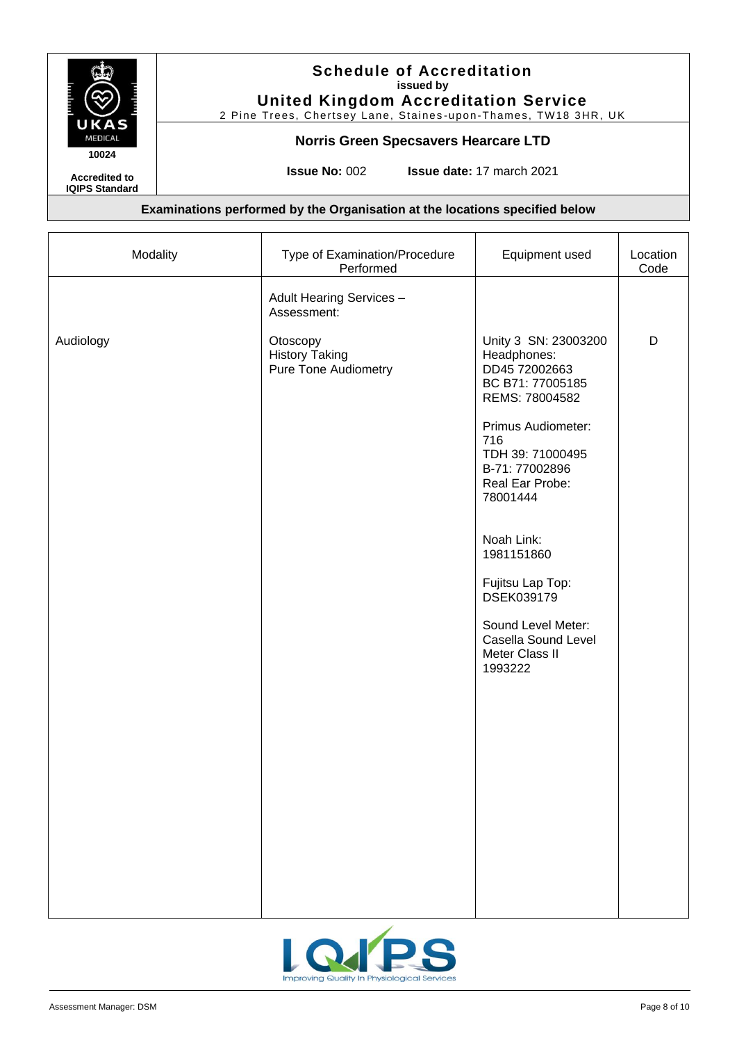**Schedule of Accreditation**
issued by
**United Kingdom Accreditation Service**
2 Pine Trees, Chertsey Lane, Staines-upon-Thames, TW18 3HR, UK

10024

Accredited to IQIPS Standard

**Norris Green Specsavers Hearcare LTD**

**Issue No:** 002 **Issue date:** 17 march 2021

**Examinations performed by the Organisation at the locations specified below**

| Modality | Type of Examination/Procedure Performed | Equipment used | Location Code |
|---|---|---|---|
| | Adult Hearing Services – Assessment: | | |
| Audiology | Otoscopy<br>History Taking<br>Pure Tone Audiometry | Unity 3 SN: 23003200<br>Headphones:<br>DD45 72002663<br>BC B71: 77005185<br>REMS: 78004582<br><br>Primus Audiometer: 716<br>TDH 39: 71000495<br>B-71: 77002896<br>Real Ear Probe: 78001444<br><br>Noah Link: 1981151860<br><br>Fujitsu Lap Top: DSEK039179<br><br>Sound Level Meter: Casella Sound Level Meter Class II 1993222 | D |

Assessment Manager: DSM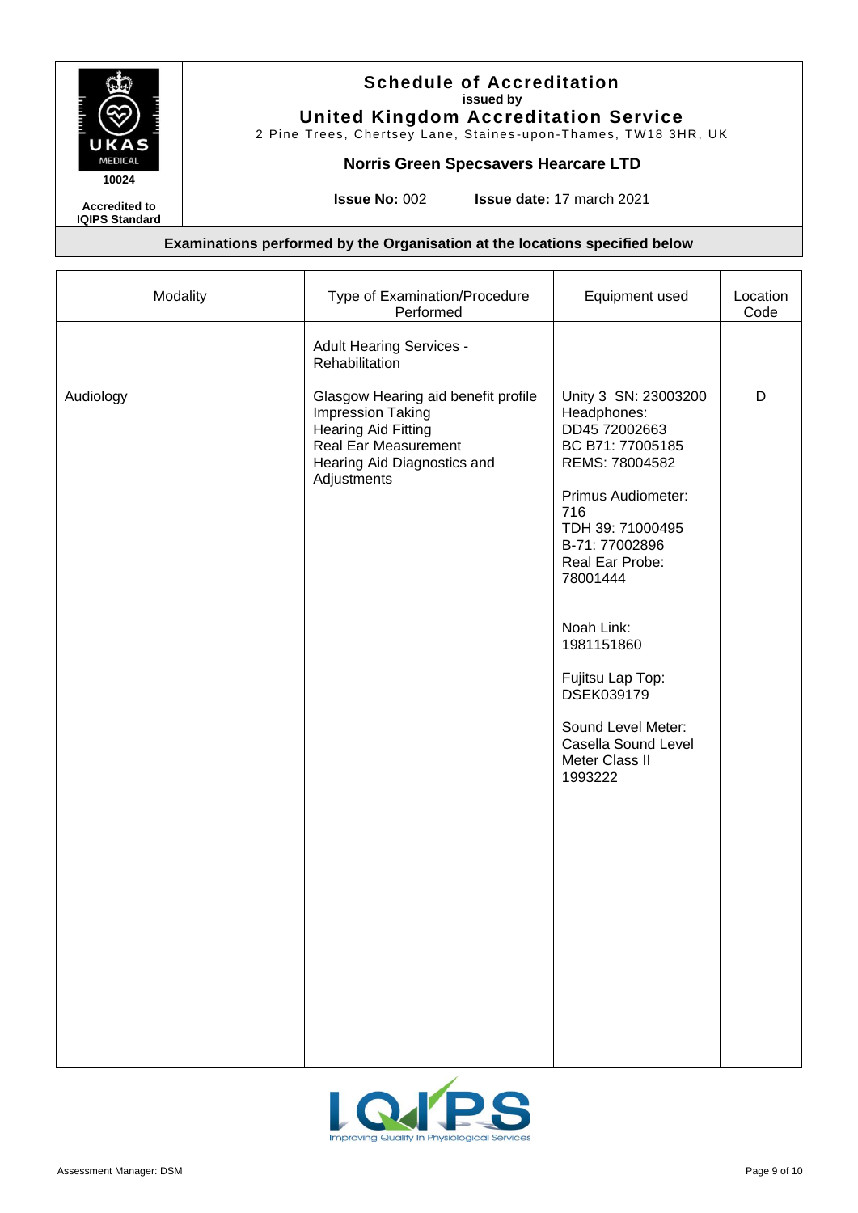# Schedule of Accreditation

**issued by**

## United Kingdom Accreditation Service

2 Pine Trees, Chertsey Lane, Staines-upon-Thames, TW18 3HR, UK

10024

**Accredited to IQIPS Standard**

### Norris Green Specsavers Hearcare LTD

**Issue No:** 002 **Issue date:** 17 march 2021

**Examinations performed by the Organisation at the locations specified below**

| Modality | Type of Examination/Procedure Performed | Equipment used | Location Code |
|---|---|---|---|
| | Adult Hearing Services - Rehabilitation | | |
| Audiology | Glasgow Hearing aid benefit profile<br>Impression Taking<br>Hearing Aid Fitting<br>Real Ear Measurement<br>Hearing Aid Diagnostics and Adjustments | Unity 3 SN: 23003200<br>Headphones: DD45 72002663<br>BC B71: 77005185<br>REMS: 78004582<br><br>Primus Audiometer: 716<br>TDH 39: 71000495<br>B-71: 77002896<br>Real Ear Probe: 78001444<br><br>Noah Link: 1981151860<br><br>Fujitsu Lap Top: DSEK039179<br><br>Sound Level Meter: Casella Sound Level Meter Class II 1993222 | D |

Assessment Manager: DSM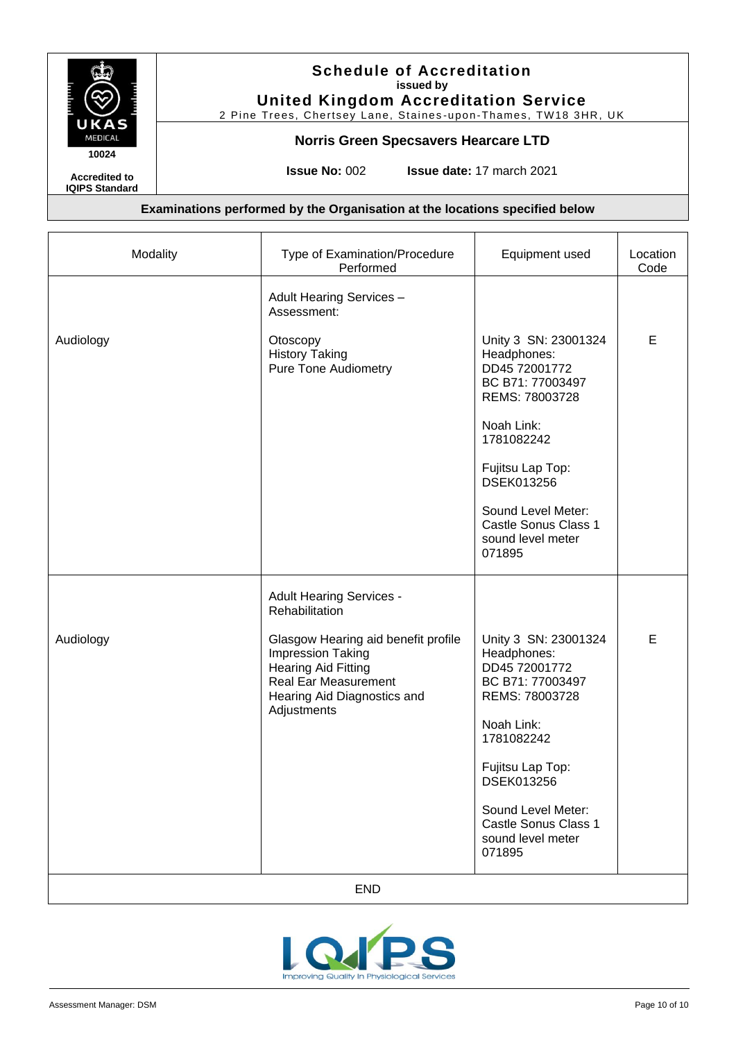**Schedule of Accreditation**
issued by
**United Kingdom Accreditation Service**
2 Pine Trees, Chertsey Lane, Staines-upon-Thames, TW18 3HR, UK

UKAS MEDICAL 10024

Accredited to IQIPS Standard

**Norris Green Specsavers Hearcare LTD**

**Issue No:** 002 **Issue date:** 17 march 2021

**Examinations performed by the Organisation at the locations specified below**

| Modality | Type of Examination/Procedure Performed | Equipment used | Location Code |
|---|---|---|---|
| Audiology | Adult Hearing Services – Assessment:<br><br>Otoscopy<br>History Taking<br>Pure Tone Audiometry | Unity 3 SN: 23001324<br>Headphones:<br>DD45 72001772<br>BC B71: 77003497<br>REMS: 78003728<br><br>Noah Link:<br>1781082242<br><br>Fujitsu Lap Top:<br>DSEK013256<br><br>Sound Level Meter:<br>Castle Sonus Class 1 sound level meter<br>071895 | E |
| Audiology | Adult Hearing Services - Rehabilitation<br><br>Glasgow Hearing aid benefit profile<br>Impression Taking<br>Hearing Aid Fitting<br>Real Ear Measurement<br>Hearing Aid Diagnostics and Adjustments | Unity 3 SN: 23001324<br>Headphones:<br>DD45 72001772<br>BC B71: 77003497<br>REMS: 78003728<br><br>Noah Link:<br>1781082242<br><br>Fujitsu Lap Top:<br>DSEK013256<br><br>Sound Level Meter:<br>Castle Sonus Class 1 sound level meter<br>071895 | E |

END

IQIPS Improving Quality In Physiological Services

Assessment Manager: DSM